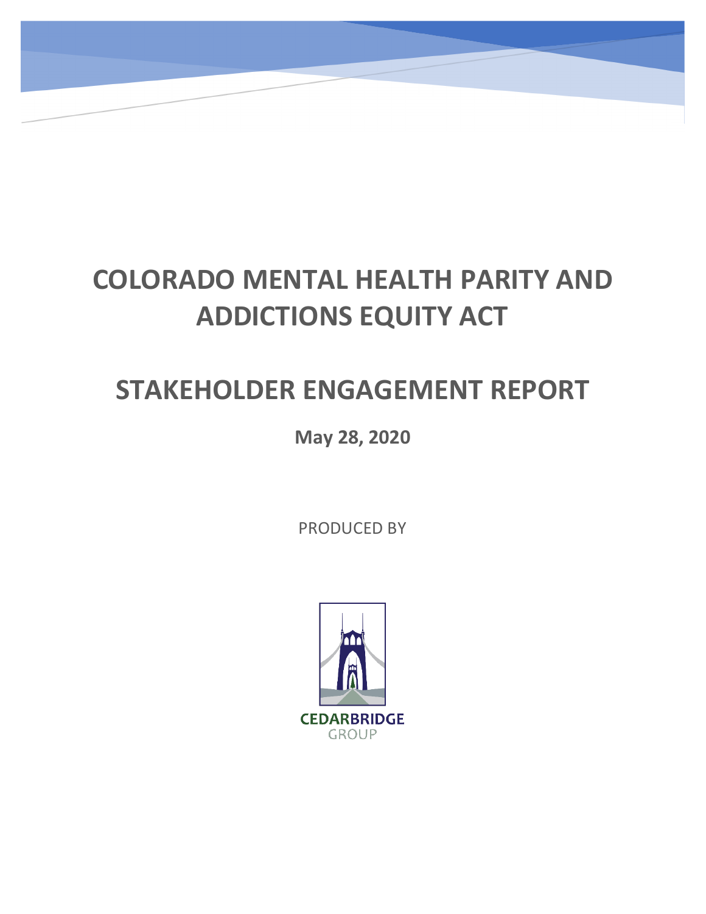# COLORADO MENTAL HEALTH PARITY AND ADDICTIONS EQUITY ACT

# STAKEHOLDER ENGAGEMENT REPORT

**May 28, 2020**

PRODUCED BY

CEDARBRIDGE GROUP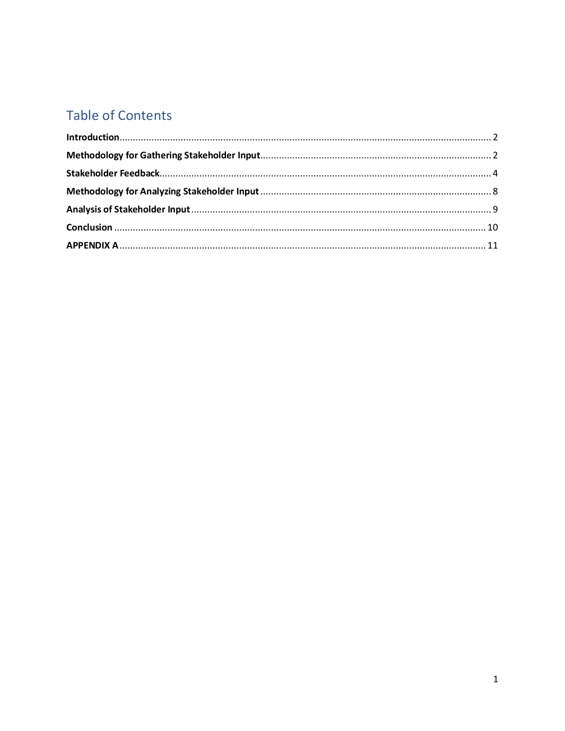# Table of Contents

**Introduction** .......... 2

**Methodology for Gathering Stakeholder Input** .......... 2

**Stakeholder Feedback** .......... 4

**Methodology for Analyzing Stakeholder Input** .......... 8

**Analysis of Stakeholder Input** .......... 9

**Conclusion** .......... 10

**APPENDIX A** .......... 11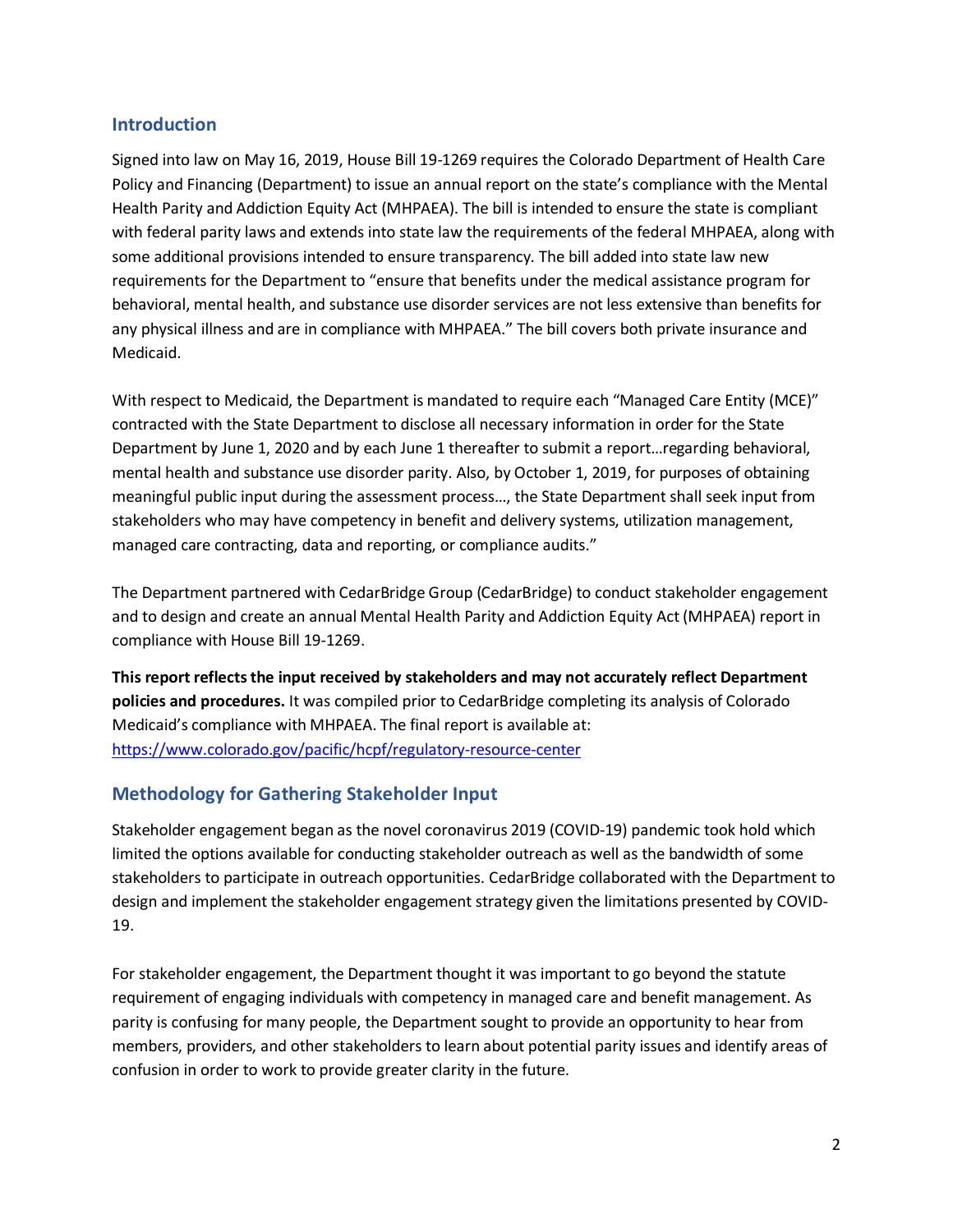## Introduction

Signed into law on May 16, 2019, House Bill 19-1269 requires the Colorado Department of Health Care Policy and Financing (Department) to issue an annual report on the state's compliance with the Mental Health Parity and Addiction Equity Act (MHPAEA). The bill is intended to ensure the state is compliant with federal parity laws and extends into state law the requirements of the federal MHPAEA, along with some additional provisions intended to ensure transparency. The bill added into state law new requirements for the Department to "ensure that benefits under the medical assistance program for behavioral, mental health, and substance use disorder services are not less extensive than benefits for any physical illness and are in compliance with MHPAEA." The bill covers both private insurance and Medicaid.

With respect to Medicaid, the Department is mandated to require each "Managed Care Entity (MCE)" contracted with the State Department to disclose all necessary information in order for the State Department by June 1, 2020 and by each June 1 thereafter to submit a report…regarding behavioral, mental health and substance use disorder parity. Also, by October 1, 2019, for purposes of obtaining meaningful public input during the assessment process…, the State Department shall seek input from stakeholders who may have competency in benefit and delivery systems, utilization management, managed care contracting, data and reporting, or compliance audits."

The Department partnered with CedarBridge Group (CedarBridge) to conduct stakeholder engagement and to design and create an annual Mental Health Parity and Addiction Equity Act (MHPAEA) report in compliance with House Bill 19-1269.

**This report reflects the input received by stakeholders and may not accurately reflect Department policies and procedures.** It was compiled prior to CedarBridge completing its analysis of Colorado Medicaid's compliance with MHPAEA. The final report is available at: https://www.colorado.gov/pacific/hcpf/regulatory-resource-center

## Methodology for Gathering Stakeholder Input

Stakeholder engagement began as the novel coronavirus 2019 (COVID-19) pandemic took hold which limited the options available for conducting stakeholder outreach as well as the bandwidth of some stakeholders to participate in outreach opportunities. CedarBridge collaborated with the Department to design and implement the stakeholder engagement strategy given the limitations presented by COVID-19.

For stakeholder engagement, the Department thought it was important to go beyond the statute requirement of engaging individuals with competency in managed care and benefit management. As parity is confusing for many people, the Department sought to provide an opportunity to hear from members, providers, and other stakeholders to learn about potential parity issues and identify areas of confusion in order to work to provide greater clarity in the future.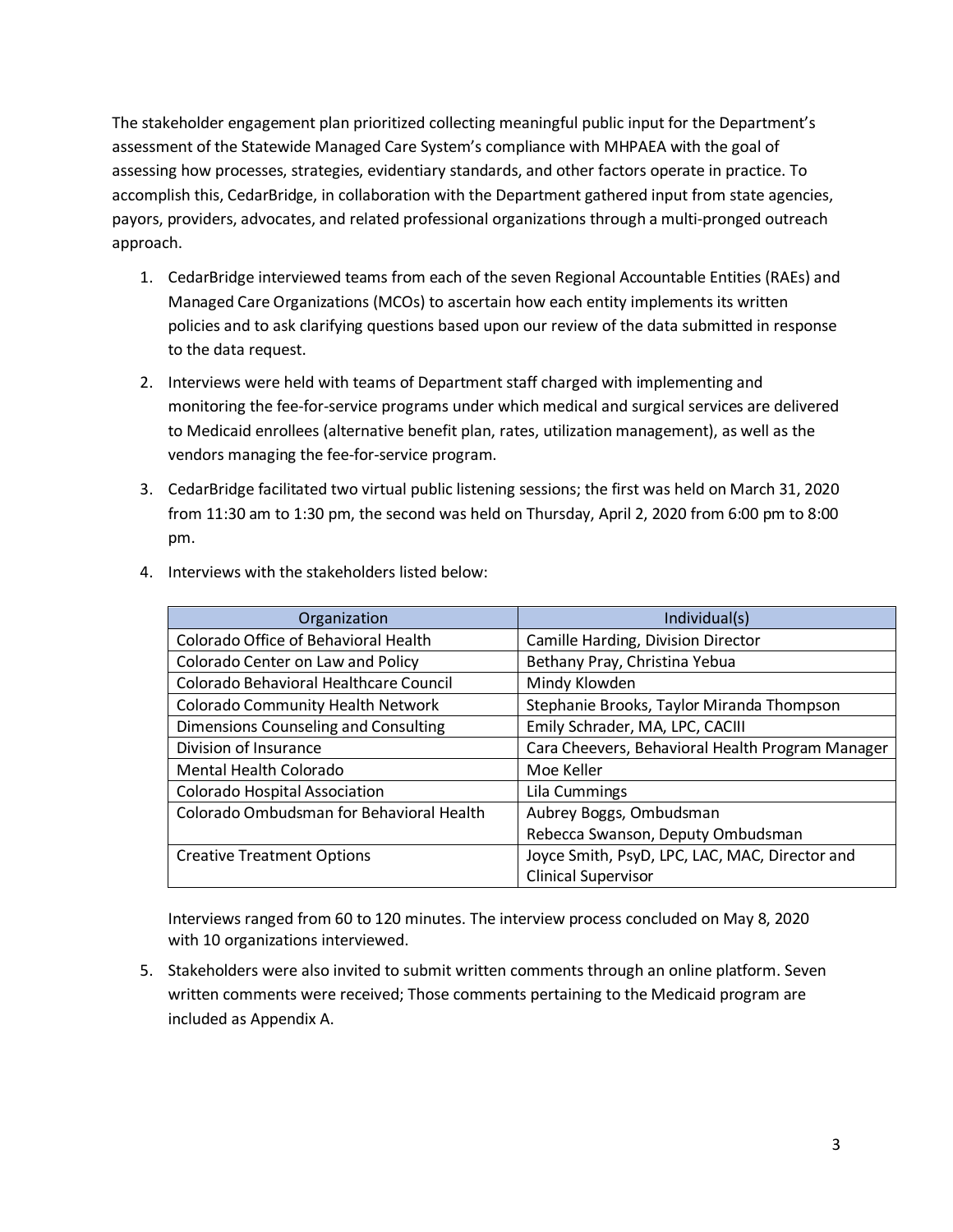The stakeholder engagement plan prioritized collecting meaningful public input for the Department's assessment of the Statewide Managed Care System's compliance with MHPAEA with the goal of assessing how processes, strategies, evidentiary standards, and other factors operate in practice. To accomplish this, CedarBridge, in collaboration with the Department gathered input from state agencies, payors, providers, advocates, and related professional organizations through a multi-pronged outreach approach.

1. CedarBridge interviewed teams from each of the seven Regional Accountable Entities (RAEs) and Managed Care Organizations (MCOs) to ascertain how each entity implements its written policies and to ask clarifying questions based upon our review of the data submitted in response to the data request.

2. Interviews were held with teams of Department staff charged with implementing and monitoring the fee-for-service programs under which medical and surgical services are delivered to Medicaid enrollees (alternative benefit plan, rates, utilization management), as well as the vendors managing the fee-for-service program.

3. CedarBridge facilitated two virtual public listening sessions; the first was held on March 31, 2020 from 11:30 am to 1:30 pm, the second was held on Thursday, April 2, 2020 from 6:00 pm to 8:00 pm.

4. Interviews with the stakeholders listed below:

| Organization | Individual(s) |
|---|---|
| Colorado Office of Behavioral Health | Camille Harding, Division Director |
| Colorado Center on Law and Policy | Bethany Pray, Christina Yebua |
| Colorado Behavioral Healthcare Council | Mindy Klowden |
| Colorado Community Health Network | Stephanie Brooks, Taylor Miranda Thompson |
| Dimensions Counseling and Consulting | Emily Schrader, MA, LPC, CACIII |
| Division of Insurance | Cara Cheevers, Behavioral Health Program Manager |
| Mental Health Colorado | Moe Keller |
| Colorado Hospital Association | Lila Cummings |
| Colorado Ombudsman for Behavioral Health | Aubrey Boggs, Ombudsman<br>Rebecca Swanson, Deputy Ombudsman |
| Creative Treatment Options | Joyce Smith, PsyD, LPC, LAC, MAC, Director and Clinical Supervisor |

   Interviews ranged from 60 to 120 minutes. The interview process concluded on May 8, 2020 with 10 organizations interviewed.

5. Stakeholders were also invited to submit written comments through an online platform. Seven written comments were received; Those comments pertaining to the Medicaid program are included as Appendix A.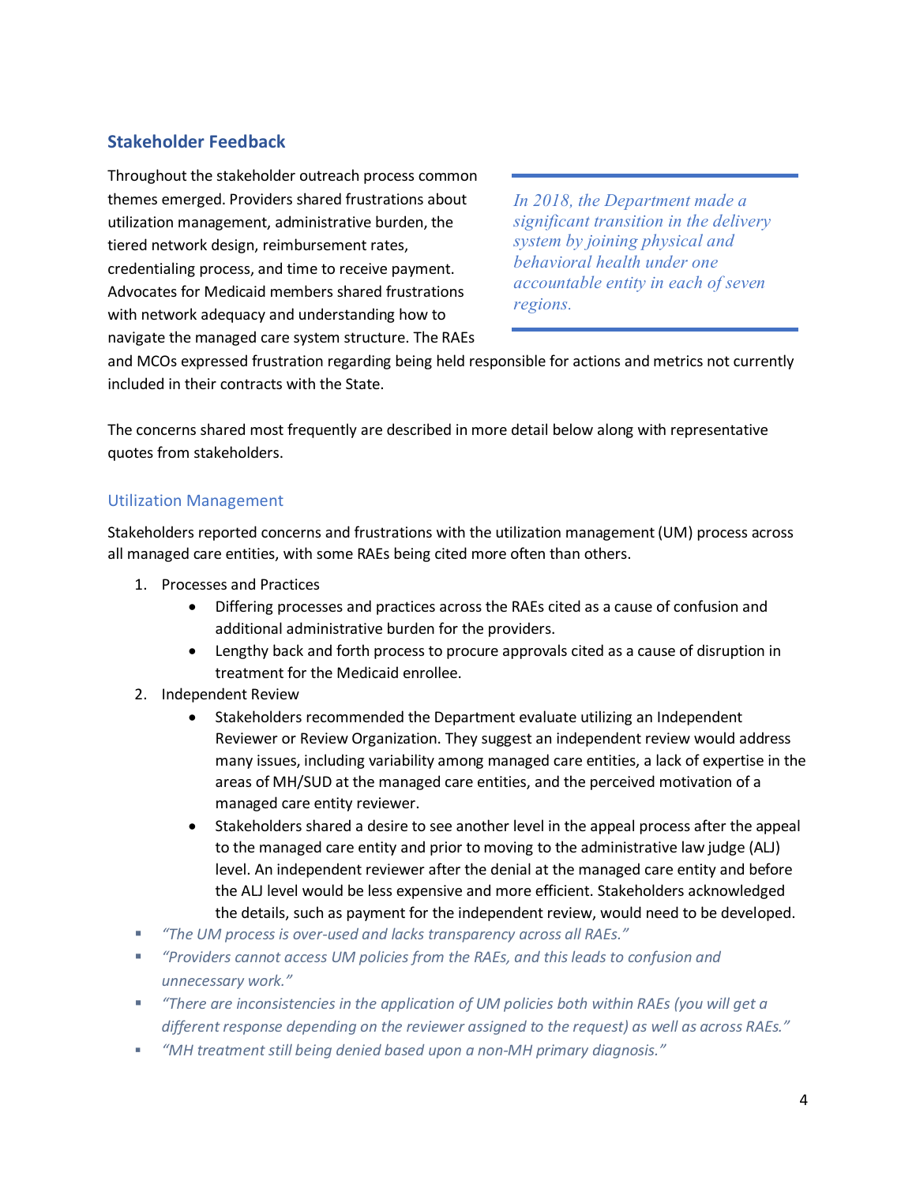## Stakeholder Feedback

Throughout the stakeholder outreach process common themes emerged. Providers shared frustrations about utilization management, administrative burden, the tiered network design, reimbursement rates, credentialing process, and time to receive payment. Advocates for Medicaid members shared frustrations with network adequacy and understanding how to navigate the managed care system structure. The RAEs and MCOs expressed frustration regarding being held responsible for actions and metrics not currently included in their contracts with the State.

> *In 2018, the Department made a significant transition in the delivery system by joining physical and behavioral health under one accountable entity in each of seven regions.*

The concerns shared most frequently are described in more detail below along with representative quotes from stakeholders.

### Utilization Management

Stakeholders reported concerns and frustrations with the utilization management (UM) process across all managed care entities, with some RAEs being cited more often than others.

1. Processes and Practices
   - Differing processes and practices across the RAEs cited as a cause of confusion and additional administrative burden for the providers.
   - Lengthy back and forth process to procure approvals cited as a cause of disruption in treatment for the Medicaid enrollee.
2. Independent Review
   - Stakeholders recommended the Department evaluate utilizing an Independent Reviewer or Review Organization. They suggest an independent review would address many issues, including variability among managed care entities, a lack of expertise in the areas of MH/SUD at the managed care entities, and the perceived motivation of a managed care entity reviewer.
   - Stakeholders shared a desire to see another level in the appeal process after the appeal to the managed care entity and prior to moving to the administrative law judge (ALJ) level. An independent reviewer after the denial at the managed care entity and before the ALJ level would be less expensive and more efficient. Stakeholders acknowledged the details, such as payment for the independent review, would need to be developed.

- *"The UM process is over-used and lacks transparency across all RAEs."*
- *"Providers cannot access UM policies from the RAEs, and this leads to confusion and unnecessary work."*
- *"There are inconsistencies in the application of UM policies both within RAEs (you will get a different response depending on the reviewer assigned to the request) as well as across RAEs."*
- *"MH treatment still being denied based upon a non-MH primary diagnosis."*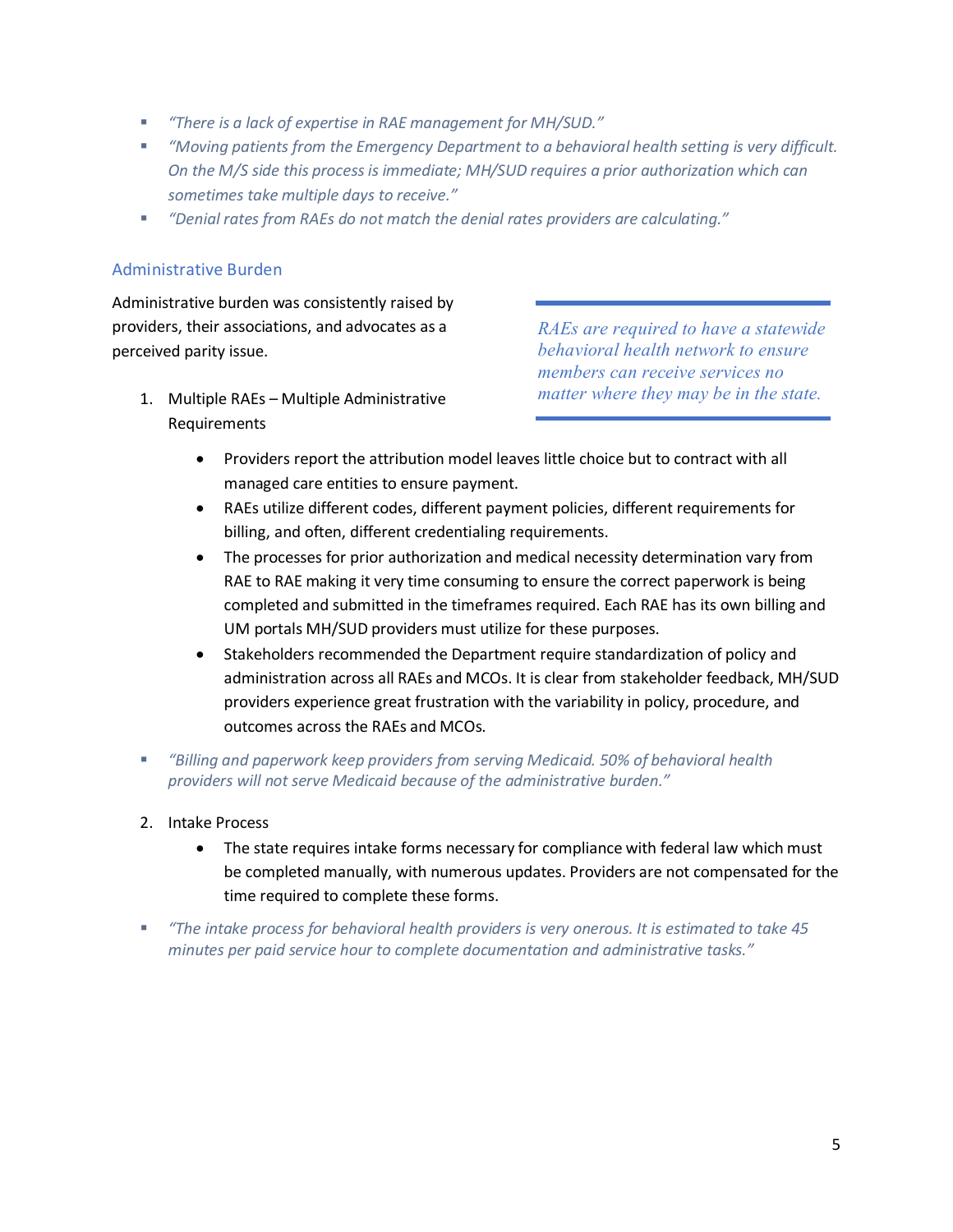- *"There is a lack of expertise in RAE management for MH/SUD."*
- *"Moving patients from the Emergency Department to a behavioral health setting is very difficult. On the M/S side this process is immediate; MH/SUD requires a prior authorization which can sometimes take multiple days to receive."*
- *"Denial rates from RAEs do not match the denial rates providers are calculating."*

### Administrative Burden

Administrative burden was consistently raised by providers, their associations, and advocates as a perceived parity issue.

> *RAEs are required to have a statewide behavioral health network to ensure members can receive services no matter where they may be in the state.*

1. Multiple RAEs – Multiple Administrative Requirements
   - Providers report the attribution model leaves little choice but to contract with all managed care entities to ensure payment.
   - RAEs utilize different codes, different payment policies, different requirements for billing, and often, different credentialing requirements.
   - The processes for prior authorization and medical necessity determination vary from RAE to RAE making it very time consuming to ensure the correct paperwork is being completed and submitted in the timeframes required. Each RAE has its own billing and UM portals MH/SUD providers must utilize for these purposes.
   - Stakeholders recommended the Department require standardization of policy and administration across all RAEs and MCOs. It is clear from stakeholder feedback, MH/SUD providers experience great frustration with the variability in policy, procedure, and outcomes across the RAEs and MCOs.

- *"Billing and paperwork keep providers from serving Medicaid. 50% of behavioral health providers will not serve Medicaid because of the administrative burden."*

2. Intake Process
   - The state requires intake forms necessary for compliance with federal law which must be completed manually, with numerous updates. Providers are not compensated for the time required to complete these forms.

- *"The intake process for behavioral health providers is very onerous. It is estimated to take 45 minutes per paid service hour to complete documentation and administrative tasks."*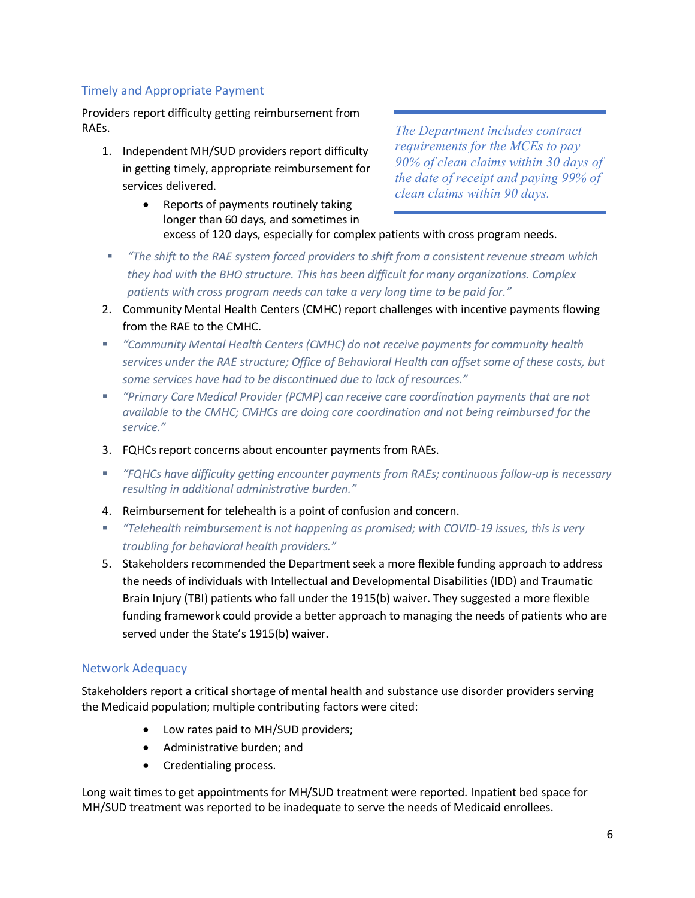### Timely and Appropriate Payment

Providers report difficulty getting reimbursement from RAEs.

> *The Department includes contract requirements for the MCEs to pay 90% of clean claims within 30 days of the date of receipt and paying 99% of clean claims within 90 days.*

1. Independent MH/SUD providers report difficulty in getting timely, appropriate reimbursement for services delivered.
   - Reports of payments routinely taking longer than 60 days, and sometimes in excess of 120 days, especially for complex patients with cross program needs.
   - *"The shift to the RAE system forced providers to shift from a consistent revenue stream which they had with the BHO structure. This has been difficult for many organizations. Complex patients with cross program needs can take a very long time to be paid for."*
2. Community Mental Health Centers (CMHC) report challenges with incentive payments flowing from the RAE to the CMHC.
   - *"Community Mental Health Centers (CMHC) do not receive payments for community health services under the RAE structure; Office of Behavioral Health can offset some of these costs, but some services have had to be discontinued due to lack of resources."*
   - *"Primary Care Medical Provider (PCMP) can receive care coordination payments that are not available to the CMHC; CMHCs are doing care coordination and not being reimbursed for the service."*
3. FQHCs report concerns about encounter payments from RAEs.
   - *"FQHCs have difficulty getting encounter payments from RAEs; continuous follow-up is necessary resulting in additional administrative burden."*
4. Reimbursement for telehealth is a point of confusion and concern.
   - *"Telehealth reimbursement is not happening as promised; with COVID-19 issues, this is very troubling for behavioral health providers."*
5. Stakeholders recommended the Department seek a more flexible funding approach to address the needs of individuals with Intellectual and Developmental Disabilities (IDD) and Traumatic Brain Injury (TBI) patients who fall under the 1915(b) waiver. They suggested a more flexible funding framework could provide a better approach to managing the needs of patients who are served under the State's 1915(b) waiver.

### Network Adequacy

Stakeholders report a critical shortage of mental health and substance use disorder providers serving the Medicaid population; multiple contributing factors were cited:

- Low rates paid to MH/SUD providers;
- Administrative burden; and
- Credentialing process.

Long wait times to get appointments for MH/SUD treatment were reported. Inpatient bed space for MH/SUD treatment was reported to be inadequate to serve the needs of Medicaid enrollees.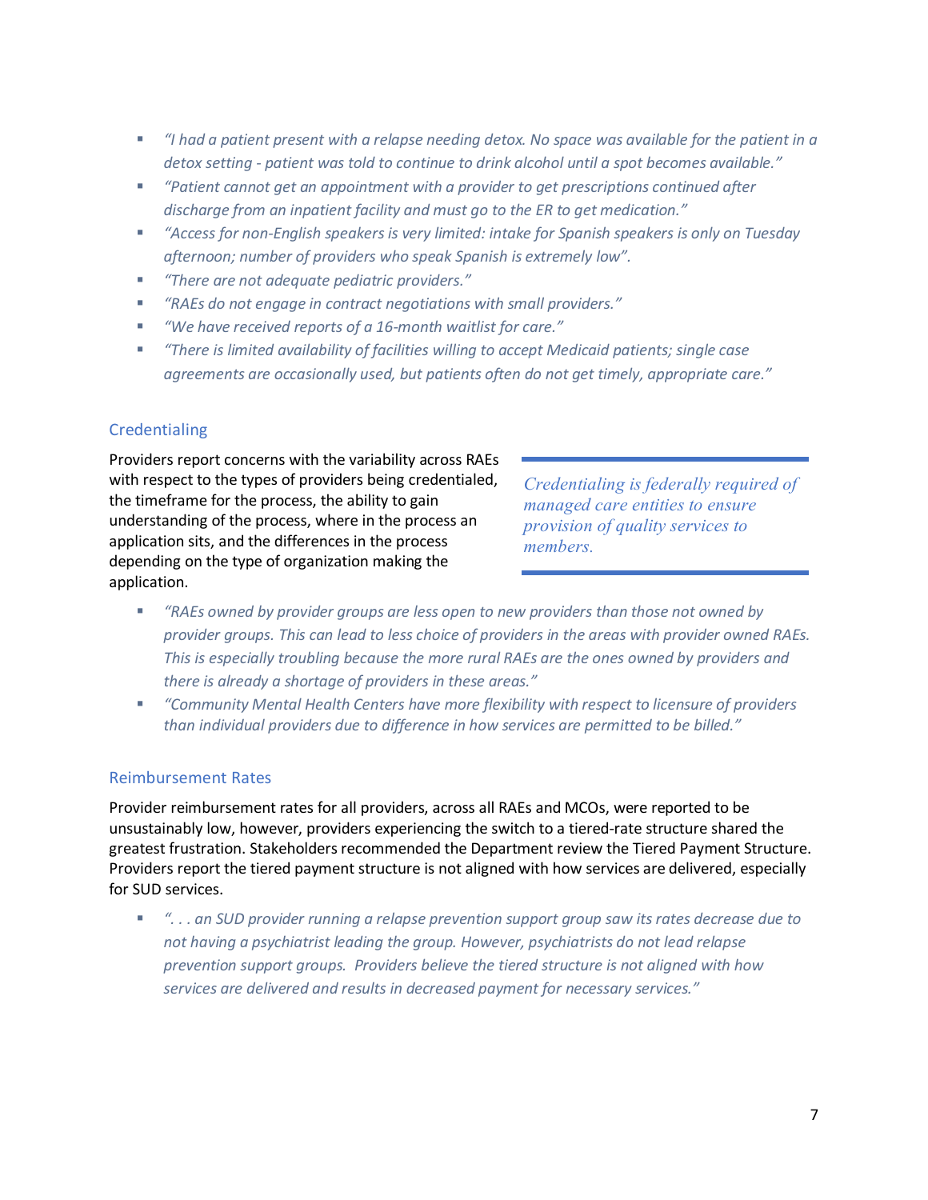- *"I had a patient present with a relapse needing detox. No space was available for the patient in a detox setting - patient was told to continue to drink alcohol until a spot becomes available."*
- *"Patient cannot get an appointment with a provider to get prescriptions continued after discharge from an inpatient facility and must go to the ER to get medication."*
- *"Access for non-English speakers is very limited: intake for Spanish speakers is only on Tuesday afternoon; number of providers who speak Spanish is extremely low".*
- *"There are not adequate pediatric providers."*
- *"RAEs do not engage in contract negotiations with small providers."*
- *"We have received reports of a 16-month waitlist for care."*
- *"There is limited availability of facilities willing to accept Medicaid patients; single case agreements are occasionally used, but patients often do not get timely, appropriate care."*

### Credentialing

Providers report concerns with the variability across RAEs with respect to the types of providers being credentialed, the timeframe for the process, the ability to gain understanding of the process, where in the process an application sits, and the differences in the process depending on the type of organization making the application.

> *Credentialing is federally required of managed care entities to ensure provision of quality services to members.*

- *"RAEs owned by provider groups are less open to new providers than those not owned by provider groups. This can lead to less choice of providers in the areas with provider owned RAEs. This is especially troubling because the more rural RAEs are the ones owned by providers and there is already a shortage of providers in these areas."*
- *"Community Mental Health Centers have more flexibility with respect to licensure of providers than individual providers due to difference in how services are permitted to be billed."*

### Reimbursement Rates

Provider reimbursement rates for all providers, across all RAEs and MCOs, were reported to be unsustainably low, however, providers experiencing the switch to a tiered-rate structure shared the greatest frustration. Stakeholders recommended the Department review the Tiered Payment Structure. Providers report the tiered payment structure is not aligned with how services are delivered, especially for SUD services.

- *". . . an SUD provider running a relapse prevention support group saw its rates decrease due to not having a psychiatrist leading the group. However, psychiatrists do not lead relapse prevention support groups. Providers believe the tiered structure is not aligned with how services are delivered and results in decreased payment for necessary services."*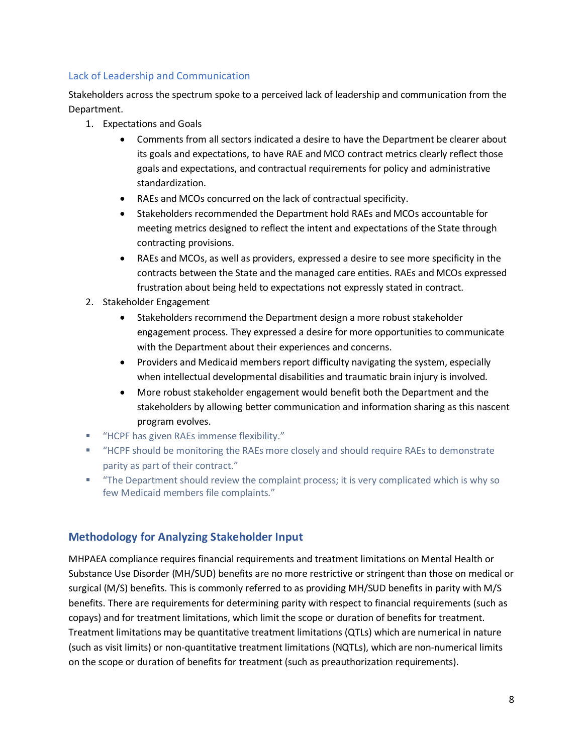### Lack of Leadership and Communication

Stakeholders across the spectrum spoke to a perceived lack of leadership and communication from the Department.

1. Expectations and Goals
   - Comments from all sectors indicated a desire to have the Department be clearer about its goals and expectations, to have RAE and MCO contract metrics clearly reflect those goals and expectations, and contractual requirements for policy and administrative standardization.
   - RAEs and MCOs concurred on the lack of contractual specificity.
   - Stakeholders recommended the Department hold RAEs and MCOs accountable for meeting metrics designed to reflect the intent and expectations of the State through contracting provisions.
   - RAEs and MCOs, as well as providers, expressed a desire to see more specificity in the contracts between the State and the managed care entities. RAEs and MCOs expressed frustration about being held to expectations not expressly stated in contract.
2. Stakeholder Engagement
   - Stakeholders recommend the Department design a more robust stakeholder engagement process. They expressed a desire for more opportunities to communicate with the Department about their experiences and concerns.
   - Providers and Medicaid members report difficulty navigating the system, especially when intellectual developmental disabilities and traumatic brain injury is involved.
   - More robust stakeholder engagement would benefit both the Department and the stakeholders by allowing better communication and information sharing as this nascent program evolves.

- "HCPF has given RAEs immense flexibility."
- "HCPF should be monitoring the RAEs more closely and should require RAEs to demonstrate parity as part of their contract."
- "The Department should review the complaint process; it is very complicated which is why so few Medicaid members file complaints."

## Methodology for Analyzing Stakeholder Input

MHPAEA compliance requires financial requirements and treatment limitations on Mental Health or Substance Use Disorder (MH/SUD) benefits are no more restrictive or stringent than those on medical or surgical (M/S) benefits. This is commonly referred to as providing MH/SUD benefits in parity with M/S benefits. There are requirements for determining parity with respect to financial requirements (such as copays) and for treatment limitations, which limit the scope or duration of benefits for treatment. Treatment limitations may be quantitative treatment limitations (QTLs) which are numerical in nature (such as visit limits) or non-quantitative treatment limitations (NQTLs), which are non-numerical limits on the scope or duration of benefits for treatment (such as preauthorization requirements).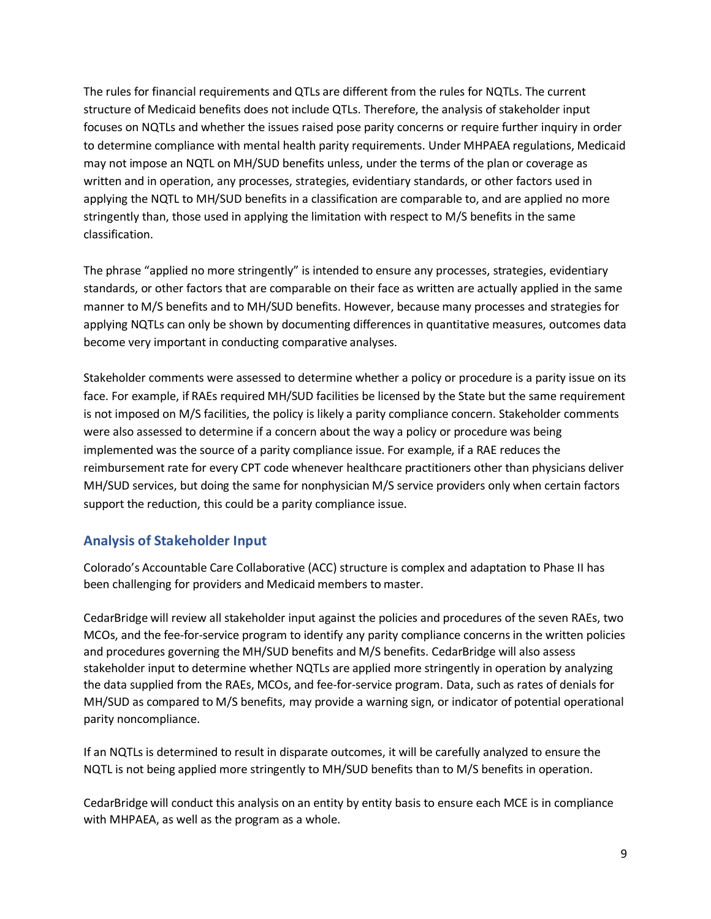The rules for financial requirements and QTLs are different from the rules for NQTLs. The current structure of Medicaid benefits does not include QTLs. Therefore, the analysis of stakeholder input focuses on NQTLs and whether the issues raised pose parity concerns or require further inquiry in order to determine compliance with mental health parity requirements. Under MHPAEA regulations, Medicaid may not impose an NQTL on MH/SUD benefits unless, under the terms of the plan or coverage as written and in operation, any processes, strategies, evidentiary standards, or other factors used in applying the NQTL to MH/SUD benefits in a classification are comparable to, and are applied no more stringently than, those used in applying the limitation with respect to M/S benefits in the same classification.

The phrase "applied no more stringently" is intended to ensure any processes, strategies, evidentiary standards, or other factors that are comparable on their face as written are actually applied in the same manner to M/S benefits and to MH/SUD benefits. However, because many processes and strategies for applying NQTLs can only be shown by documenting differences in quantitative measures, outcomes data become very important in conducting comparative analyses.

Stakeholder comments were assessed to determine whether a policy or procedure is a parity issue on its face. For example, if RAEs required MH/SUD facilities be licensed by the State but the same requirement is not imposed on M/S facilities, the policy is likely a parity compliance concern. Stakeholder comments were also assessed to determine if a concern about the way a policy or procedure was being implemented was the source of a parity compliance issue. For example, if a RAE reduces the reimbursement rate for every CPT code whenever healthcare practitioners other than physicians deliver MH/SUD services, but doing the same for nonphysician M/S service providers only when certain factors support the reduction, this could be a parity compliance issue.

## Analysis of Stakeholder Input

Colorado's Accountable Care Collaborative (ACC) structure is complex and adaptation to Phase II has been challenging for providers and Medicaid members to master.

CedarBridge will review all stakeholder input against the policies and procedures of the seven RAEs, two MCOs, and the fee-for-service program to identify any parity compliance concerns in the written policies and procedures governing the MH/SUD benefits and M/S benefits. CedarBridge will also assess stakeholder input to determine whether NQTLs are applied more stringently in operation by analyzing the data supplied from the RAEs, MCOs, and fee-for-service program. Data, such as rates of denials for MH/SUD as compared to M/S benefits, may provide a warning sign, or indicator of potential operational parity noncompliance.

If an NQTLs is determined to result in disparate outcomes, it will be carefully analyzed to ensure the NQTL is not being applied more stringently to MH/SUD benefits than to M/S benefits in operation.

CedarBridge will conduct this analysis on an entity by entity basis to ensure each MCE is in compliance with MHPAEA, as well as the program as a whole.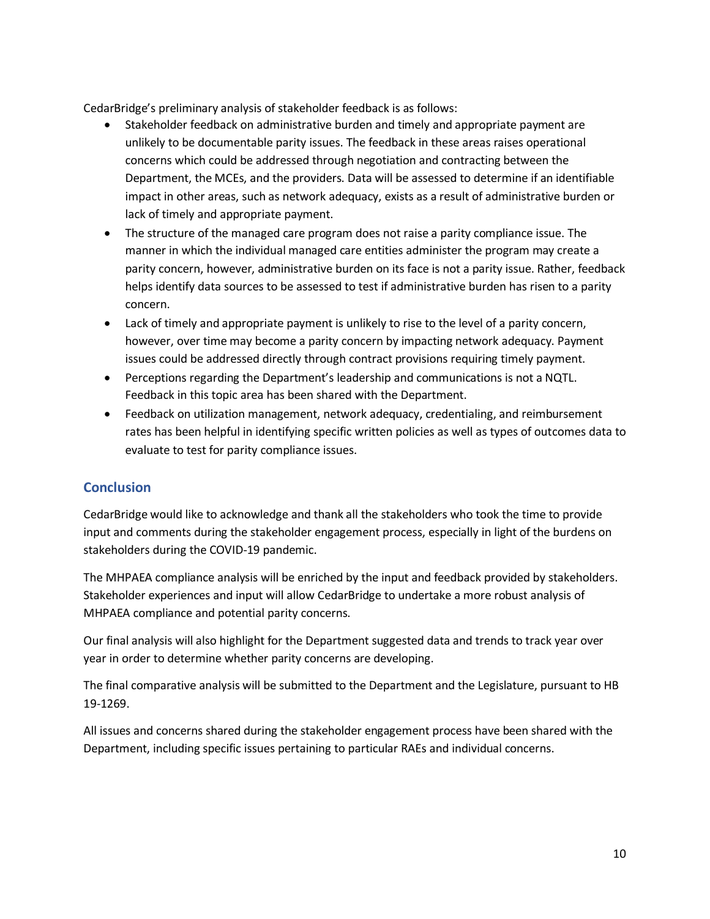CedarBridge's preliminary analysis of stakeholder feedback is as follows:

- Stakeholder feedback on administrative burden and timely and appropriate payment are unlikely to be documentable parity issues. The feedback in these areas raises operational concerns which could be addressed through negotiation and contracting between the Department, the MCEs, and the providers. Data will be assessed to determine if an identifiable impact in other areas, such as network adequacy, exists as a result of administrative burden or lack of timely and appropriate payment.
- The structure of the managed care program does not raise a parity compliance issue. The manner in which the individual managed care entities administer the program may create a parity concern, however, administrative burden on its face is not a parity issue. Rather, feedback helps identify data sources to be assessed to test if administrative burden has risen to a parity concern.
- Lack of timely and appropriate payment is unlikely to rise to the level of a parity concern, however, over time may become a parity concern by impacting network adequacy. Payment issues could be addressed directly through contract provisions requiring timely payment.
- Perceptions regarding the Department's leadership and communications is not a NQTL. Feedback in this topic area has been shared with the Department.
- Feedback on utilization management, network adequacy, credentialing, and reimbursement rates has been helpful in identifying specific written policies as well as types of outcomes data to evaluate to test for parity compliance issues.

## Conclusion

CedarBridge would like to acknowledge and thank all the stakeholders who took the time to provide input and comments during the stakeholder engagement process, especially in light of the burdens on stakeholders during the COVID-19 pandemic.

The MHPAEA compliance analysis will be enriched by the input and feedback provided by stakeholders. Stakeholder experiences and input will allow CedarBridge to undertake a more robust analysis of MHPAEA compliance and potential parity concerns.

Our final analysis will also highlight for the Department suggested data and trends to track year over year in order to determine whether parity concerns are developing.

The final comparative analysis will be submitted to the Department and the Legislature, pursuant to HB 19-1269.

All issues and concerns shared during the stakeholder engagement process have been shared with the Department, including specific issues pertaining to particular RAEs and individual concerns.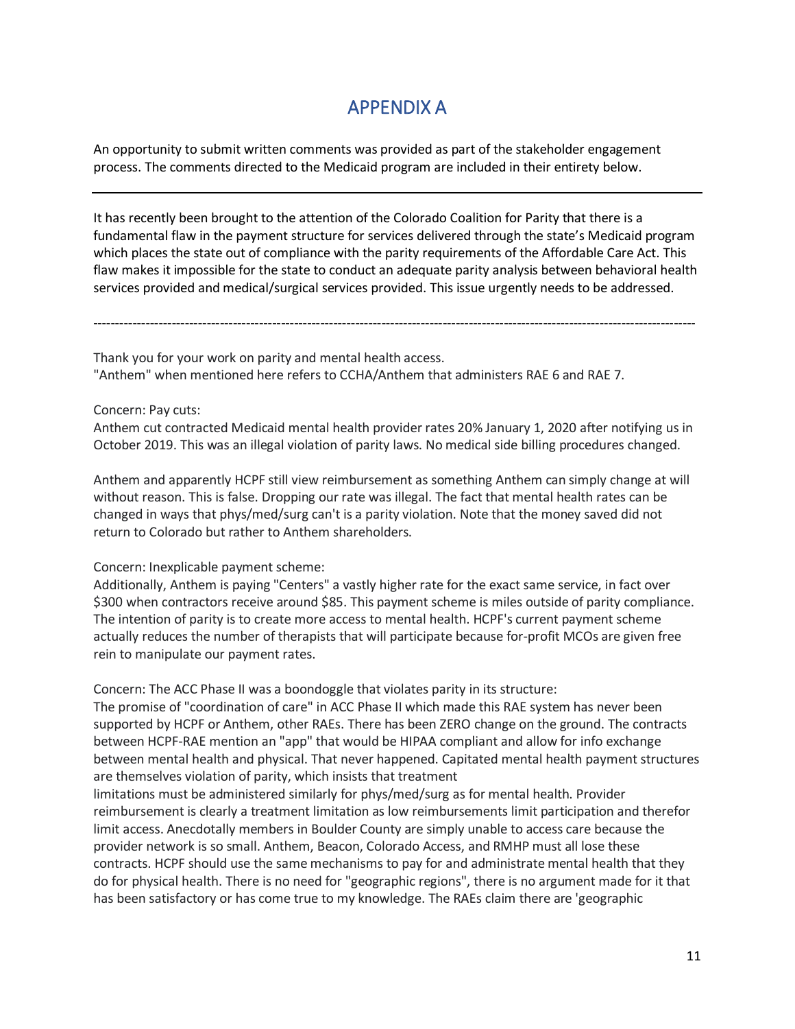# APPENDIX A

An opportunity to submit written comments was provided as part of the stakeholder engagement process. The comments directed to the Medicaid program are included in their entirety below.

---

It has recently been brought to the attention of the Colorado Coalition for Parity that there is a fundamental flaw in the payment structure for services delivered through the state's Medicaid program which places the state out of compliance with the parity requirements of the Affordable Care Act. This flaw makes it impossible for the state to conduct an adequate parity analysis between behavioral health services provided and medical/surgical services provided. This issue urgently needs to be addressed.

---

Thank you for your work on parity and mental health access.
"Anthem" when mentioned here refers to CCHA/Anthem that administers RAE 6 and RAE 7.

Concern: Pay cuts:
Anthem cut contracted Medicaid mental health provider rates 20% January 1, 2020 after notifying us in October 2019. This was an illegal violation of parity laws. No medical side billing procedures changed.

Anthem and apparently HCPF still view reimbursement as something Anthem can simply change at will without reason. This is false. Dropping our rate was illegal. The fact that mental health rates can be changed in ways that phys/med/surg can't is a parity violation. Note that the money saved did not return to Colorado but rather to Anthem shareholders.

Concern: Inexplicable payment scheme:
Additionally, Anthem is paying "Centers" a vastly higher rate for the exact same service, in fact over $300 when contractors receive around $85. This payment scheme is miles outside of parity compliance. The intention of parity is to create more access to mental health. HCPF's current payment scheme actually reduces the number of therapists that will participate because for-profit MCOs are given free rein to manipulate our payment rates.

Concern: The ACC Phase II was a boondoggle that violates parity in its structure:
The promise of "coordination of care" in ACC Phase II which made this RAE system has never been supported by HCPF or Anthem, other RAEs. There has been ZERO change on the ground. The contracts between HCPF-RAE mention an "app" that would be HIPAA compliant and allow for info exchange between mental health and physical. That never happened. Capitated mental health payment structures are themselves violation of parity, which insists that treatment
limitations must be administered similarly for phys/med/surg as for mental health. Provider reimbursement is clearly a treatment limitation as low reimbursements limit participation and therefor limit access. Anecdotally members in Boulder County are simply unable to access care because the provider network is so small. Anthem, Beacon, Colorado Access, and RMHP must all lose these contracts. HCPF should use the same mechanisms to pay for and administrate mental health that they do for physical health. There is no need for "geographic regions", there is no argument made for it that has been satisfactory or has come true to my knowledge. The RAEs claim there are 'geographic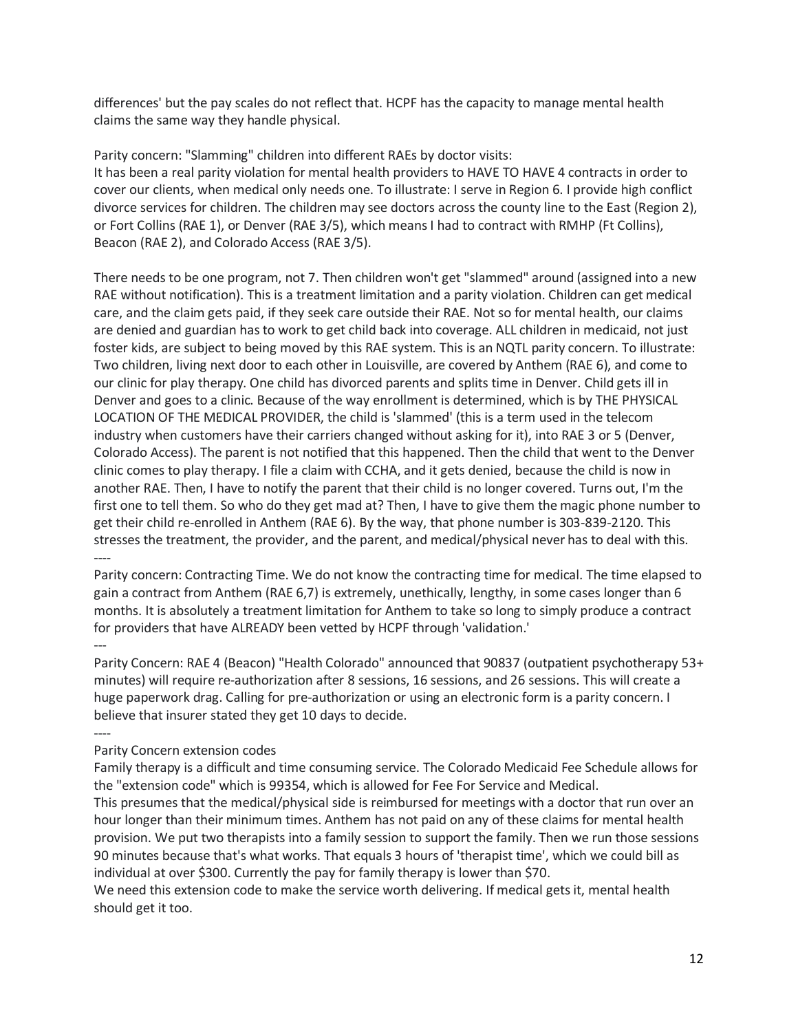differences' but the pay scales do not reflect that. HCPF has the capacity to manage mental health claims the same way they handle physical.

Parity concern: "Slamming" children into different RAEs by doctor visits:
It has been a real parity violation for mental health providers to HAVE TO HAVE 4 contracts in order to cover our clients, when medical only needs one. To illustrate: I serve in Region 6. I provide high conflict divorce services for children. The children may see doctors across the county line to the East (Region 2), or Fort Collins (RAE 1), or Denver (RAE 3/5), which means I had to contract with RMHP (Ft Collins), Beacon (RAE 2), and Colorado Access (RAE 3/5).

There needs to be one program, not 7. Then children won't get "slammed" around (assigned into a new RAE without notification). This is a treatment limitation and a parity violation. Children can get medical care, and the claim gets paid, if they seek care outside their RAE. Not so for mental health, our claims are denied and guardian has to work to get child back into coverage. ALL children in medicaid, not just foster kids, are subject to being moved by this RAE system. This is an NQTL parity concern. To illustrate: Two children, living next door to each other in Louisville, are covered by Anthem (RAE 6), and come to our clinic for play therapy. One child has divorced parents and splits time in Denver. Child gets ill in Denver and goes to a clinic. Because of the way enrollment is determined, which is by THE PHYSICAL LOCATION OF THE MEDICAL PROVIDER, the child is 'slammed' (this is a term used in the telecom industry when customers have their carriers changed without asking for it), into RAE 3 or 5 (Denver, Colorado Access). The parent is not notified that this happened. Then the child that went to the Denver clinic comes to play therapy. I file a claim with CCHA, and it gets denied, because the child is now in another RAE. Then, I have to notify the parent that their child is no longer covered. Turns out, I'm the first one to tell them. So who do they get mad at? Then, I have to give them the magic phone number to get their child re-enrolled in Anthem (RAE 6). By the way, that phone number is 303-839-2120. This stresses the treatment, the provider, and the parent, and medical/physical never has to deal with this.

----

Parity concern: Contracting Time. We do not know the contracting time for medical. The time elapsed to gain a contract from Anthem (RAE 6,7) is extremely, unethically, lengthy, in some cases longer than 6 months. It is absolutely a treatment limitation for Anthem to take so long to simply produce a contract for providers that have ALREADY been vetted by HCPF through 'validation.'

---

Parity Concern: RAE 4 (Beacon) "Health Colorado" announced that 90837 (outpatient psychotherapy 53+ minutes) will require re-authorization after 8 sessions, 16 sessions, and 26 sessions. This will create a huge paperwork drag. Calling for pre-authorization or using an electronic form is a parity concern. I believe that insurer stated they get 10 days to decide.

----

Parity Concern extension codes
Family therapy is a difficult and time consuming service. The Colorado Medicaid Fee Schedule allows for the "extension code" which is 99354, which is allowed for Fee For Service and Medical.
This presumes that the medical/physical side is reimbursed for meetings with a doctor that run over an hour longer than their minimum times. Anthem has not paid on any of these claims for mental health provision. We put two therapists into a family session to support the family. Then we run those sessions 90 minutes because that's what works. That equals 3 hours of 'therapist time', which we could bill as individual at over $300. Currently the pay for family therapy is lower than $70.
We need this extension code to make the service worth delivering. If medical gets it, mental health should get it too.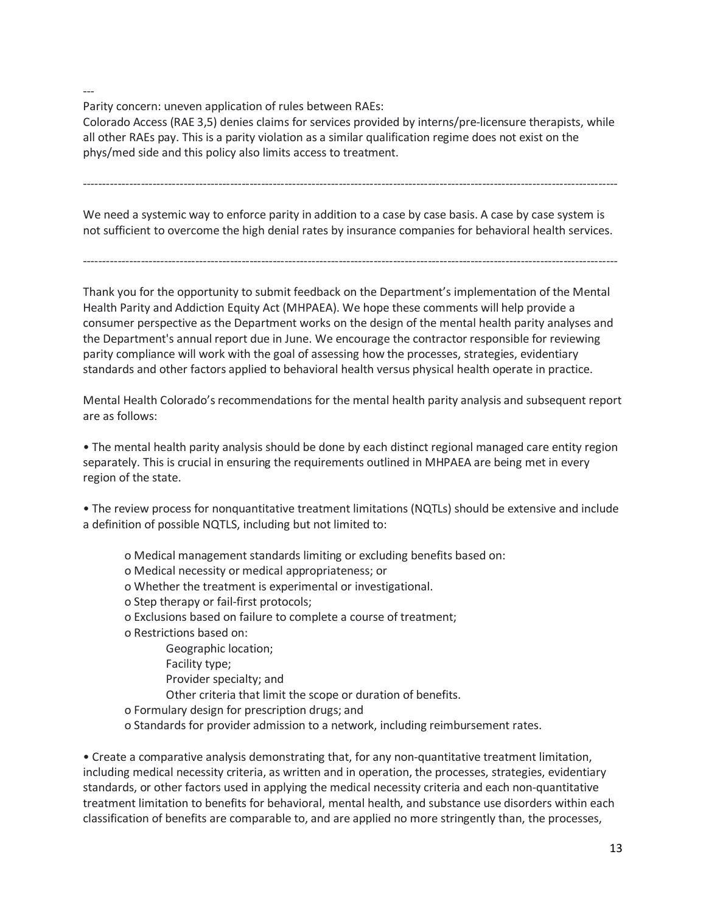---

Parity concern: uneven application of rules between RAEs:
Colorado Access (RAE 3,5) denies claims for services provided by interns/pre-licensure therapists, while all other RAEs pay. This is a parity violation as a similar qualification regime does not exist on the phys/med side and this policy also limits access to treatment.

---

We need a systemic way to enforce parity in addition to a case by case basis. A case by case system is not sufficient to overcome the high denial rates by insurance companies for behavioral health services.

---

Thank you for the opportunity to submit feedback on the Department's implementation of the Mental Health Parity and Addiction Equity Act (MHPAEA). We hope these comments will help provide a consumer perspective as the Department works on the design of the mental health parity analyses and the Department's annual report due in June. We encourage the contractor responsible for reviewing parity compliance will work with the goal of assessing how the processes, strategies, evidentiary standards and other factors applied to behavioral health versus physical health operate in practice.

Mental Health Colorado's recommendations for the mental health parity analysis and subsequent report are as follows:

- The mental health parity analysis should be done by each distinct regional managed care entity region separately. This is crucial in ensuring the requirements outlined in MHPAEA are being met in every region of the state.

- The review process for nonquantitative treatment limitations (NQTLs) should be extensive and include a definition of possible NQTLS, including but not limited to:

    - Medical management standards limiting or excluding benefits based on:
    - Medical necessity or medical appropriateness; or
    - Whether the treatment is experimental or investigational.
    - Step therapy or fail-first protocols;
    - Exclusions based on failure to complete a course of treatment;
    - Restrictions based on:
        - Geographic location;
        - Facility type;
        - Provider specialty; and
        - Other criteria that limit the scope or duration of benefits.
    - Formulary design for prescription drugs; and
    - Standards for provider admission to a network, including reimbursement rates.

- Create a comparative analysis demonstrating that, for any non-quantitative treatment limitation, including medical necessity criteria, as written and in operation, the processes, strategies, evidentiary standards, or other factors used in applying the medical necessity criteria and each non-quantitative treatment limitation to benefits for behavioral, mental health, and substance use disorders within each classification of benefits are comparable to, and are applied no more stringently than, the processes,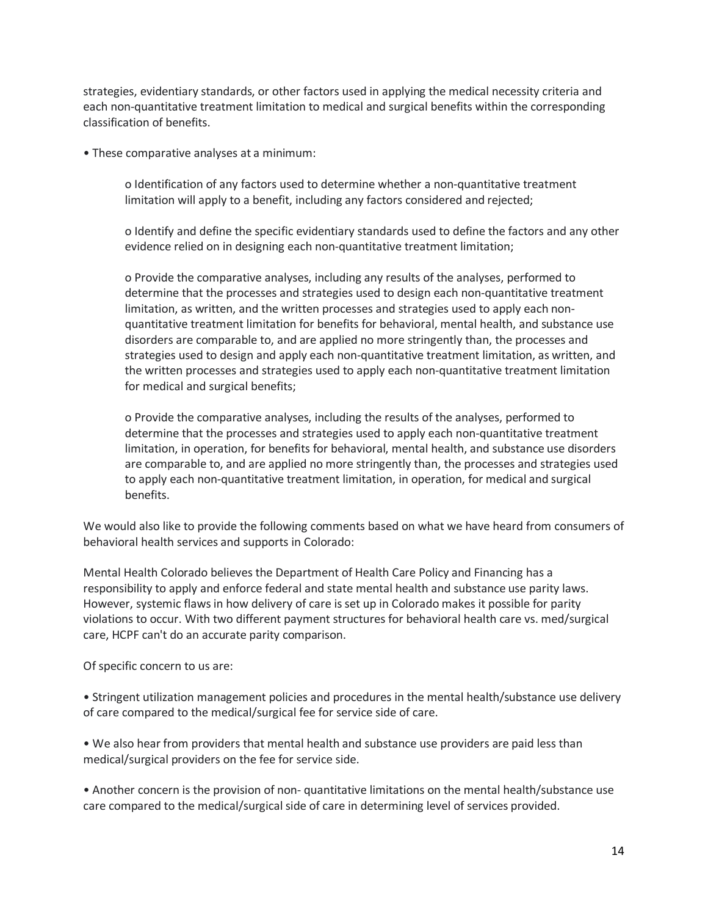strategies, evidentiary standards, or other factors used in applying the medical necessity criteria and each non-quantitative treatment limitation to medical and surgical benefits within the corresponding classification of benefits.

- These comparative analyses at a minimum:

  - Identification of any factors used to determine whether a non-quantitative treatment limitation will apply to a benefit, including any factors considered and rejected;

  - Identify and define the specific evidentiary standards used to define the factors and any other evidence relied on in designing each non-quantitative treatment limitation;

  - Provide the comparative analyses, including any results of the analyses, performed to determine that the processes and strategies used to design each non-quantitative treatment limitation, as written, and the written processes and strategies used to apply each non-quantitative treatment limitation for benefits for behavioral, mental health, and substance use disorders are comparable to, and are applied no more stringently than, the processes and strategies used to design and apply each non-quantitative treatment limitation, as written, and the written processes and strategies used to apply each non-quantitative treatment limitation for medical and surgical benefits;

  - Provide the comparative analyses, including the results of the analyses, performed to determine that the processes and strategies used to apply each non-quantitative treatment limitation, in operation, for benefits for behavioral, mental health, and substance use disorders are comparable to, and are applied no more stringently than, the processes and strategies used to apply each non-quantitative treatment limitation, in operation, for medical and surgical benefits.

We would also like to provide the following comments based on what we have heard from consumers of behavioral health services and supports in Colorado:

Mental Health Colorado believes the Department of Health Care Policy and Financing has a responsibility to apply and enforce federal and state mental health and substance use parity laws. However, systemic flaws in how delivery of care is set up in Colorado makes it possible for parity violations to occur. With two different payment structures for behavioral health care vs. med/surgical care, HCPF can't do an accurate parity comparison.

Of specific concern to us are:

- Stringent utilization management policies and procedures in the mental health/substance use delivery of care compared to the medical/surgical fee for service side of care.

- We also hear from providers that mental health and substance use providers are paid less than medical/surgical providers on the fee for service side.

- Another concern is the provision of non- quantitative limitations on the mental health/substance use care compared to the medical/surgical side of care in determining level of services provided.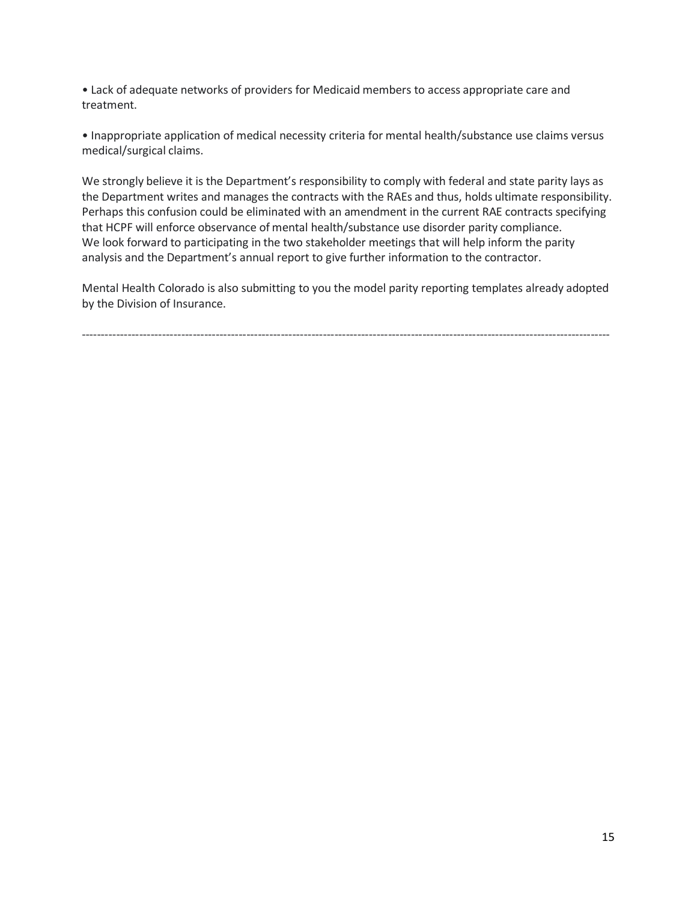- Lack of adequate networks of providers for Medicaid members to access appropriate care and treatment.

- Inappropriate application of medical necessity criteria for mental health/substance use claims versus medical/surgical claims.

We strongly believe it is the Department's responsibility to comply with federal and state parity lays as the Department writes and manages the contracts with the RAEs and thus, holds ultimate responsibility. Perhaps this confusion could be eliminated with an amendment in the current RAE contracts specifying that HCPF will enforce observance of mental health/substance use disorder parity compliance. We look forward to participating in the two stakeholder meetings that will help inform the parity analysis and the Department's annual report to give further information to the contractor.

Mental Health Colorado is also submitting to you the model parity reporting templates already adopted by the Division of Insurance.

---------------------------------------------------------------------------------------------------------------------------------------